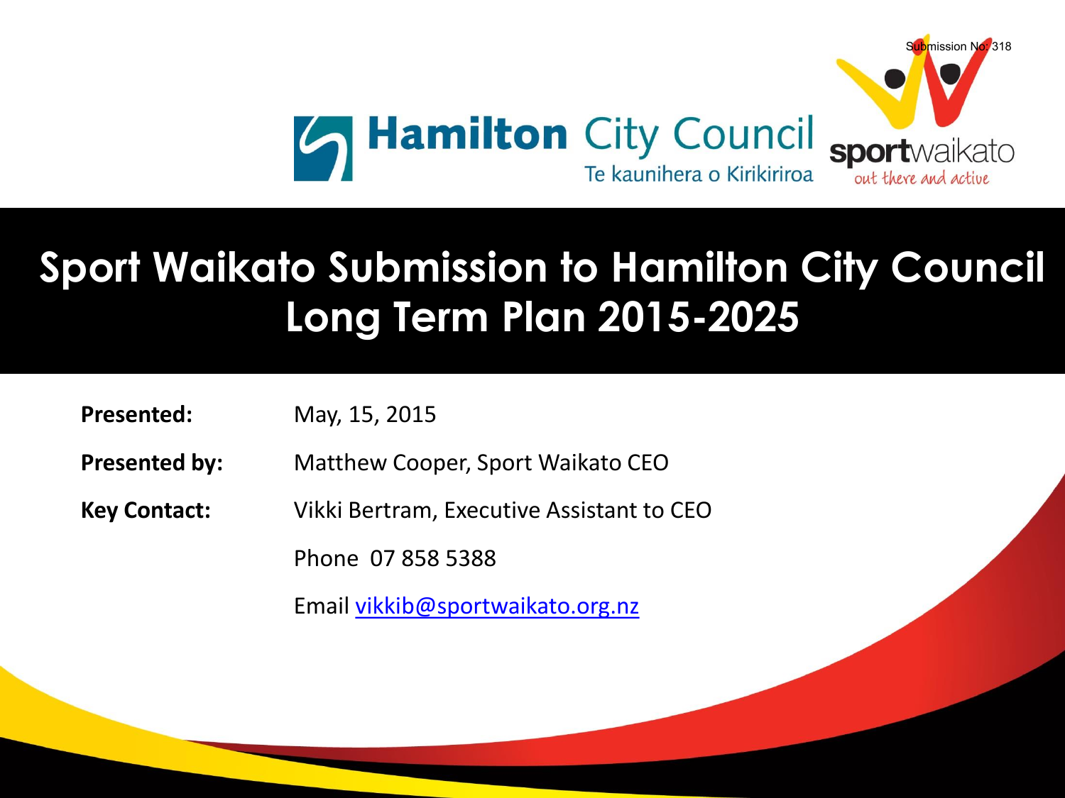Submission No: 318

Hamilton City Council
Te kaunihera o Kirikiriroa

sportwaikato
out there and active

# Sport Waikato Submission to Hamilton City Council Long Term Plan 2015-2025

**Presented:** May, 15, 2015

**Presented by:** Matthew Cooper, Sport Waikato CEO

**Key Contact:** Vikki Bertram, Executive Assistant to CEO

Phone 07 858 5388

Email vikkib@sportwaikato.org.nz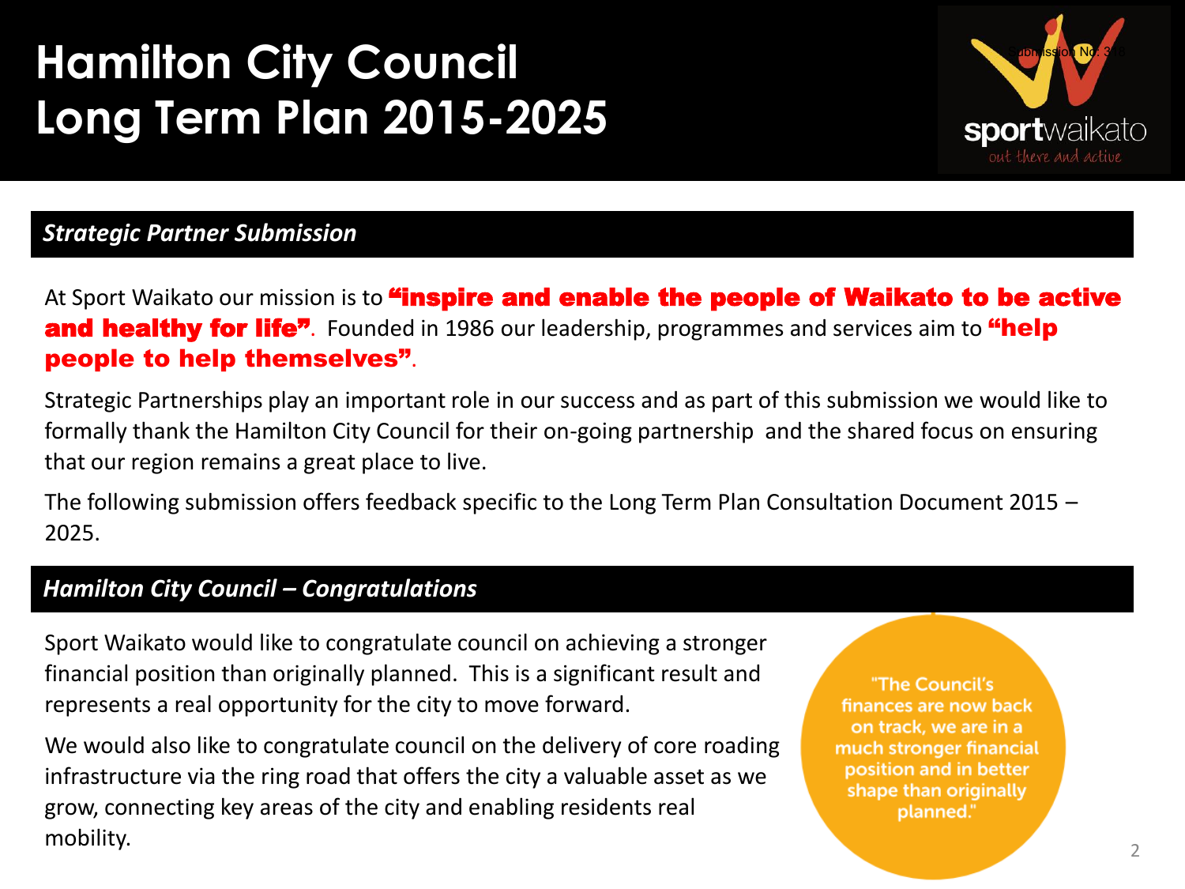# Hamilton City Council Long Term Plan 2015-2025

Submission No: 3?8

sportwaikato
out there and active

## *Strategic Partner Submission*

At Sport Waikato our mission is to **"inspire and enable the people of Waikato to be active and healthy for life"**. Founded in 1986 our leadership, programmes and services aim to **"help people to help themselves"**.

Strategic Partnerships play an important role in our success and as part of this submission we would like to formally thank the Hamilton City Council for their on-going partnership and the shared focus on ensuring that our region remains a great place to live.

The following submission offers feedback specific to the Long Term Plan Consultation Document 2015 – 2025.

## *Hamilton City Council – Congratulations*

Sport Waikato would like to congratulate council on achieving a stronger financial position than originally planned. This is a significant result and represents a real opportunity for the city to move forward.

We would also like to congratulate council on the delivery of core roading infrastructure via the ring road that offers the city a valuable asset as we grow, connecting key areas of the city and enabling residents real mobility.

"The Council's finances are now back on track, we are in a much stronger financial position and in better shape than originally planned."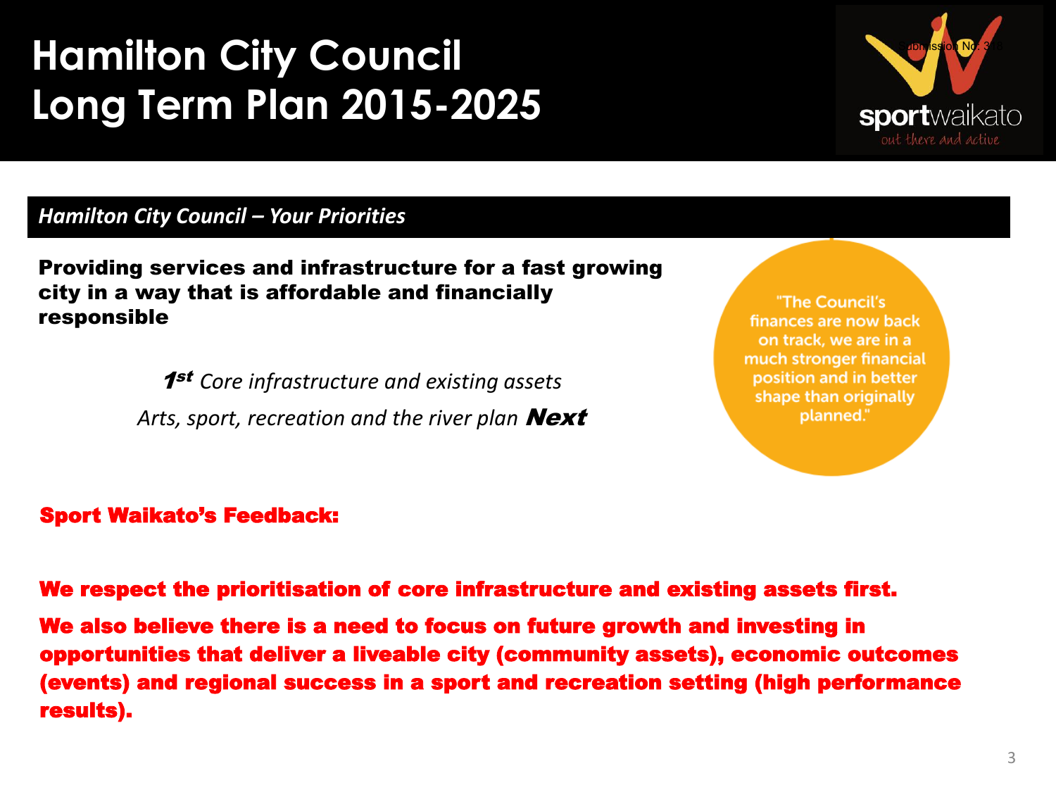# Hamilton City Council
# Long Term Plan 2015-2025

Submission No: 318

## *Hamilton City Council – Your Priorities*

**Providing services and infrastructure for a fast growing city in a way that is affordable and financially responsible**

***1st*** *Core infrastructure and existing assets*

*Arts, sport, recreation and the river plan* ***Next***

"The Council's finances are now back on track, we are in a much stronger financial position and in better shape than originally planned."

**Sport Waikato's Feedback:**

**We respect the prioritisation of core infrastructure and existing assets first.**

**We also believe there is a need to focus on future growth and investing in opportunities that deliver a liveable city (community assets), economic outcomes (events) and regional success in a sport and recreation setting (high performance results).**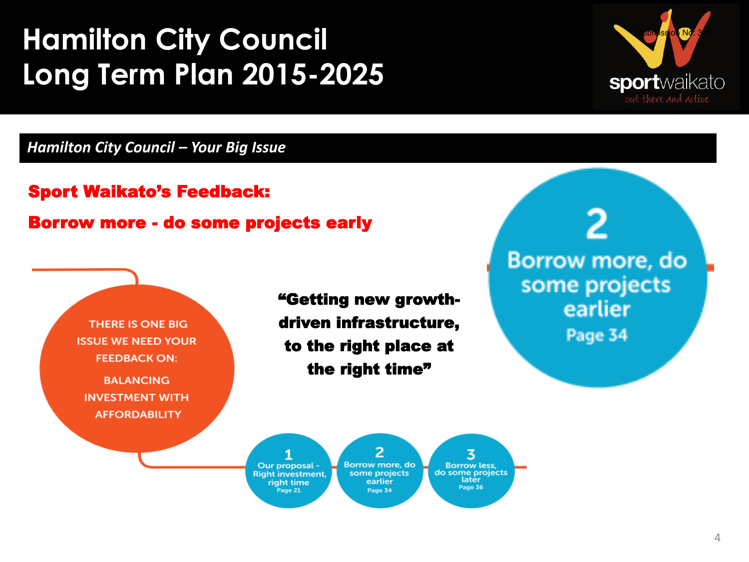# Hamilton City Council
# Long Term Plan 2015-2025

Submission No: 3?8

sportwaikato
out there and active

## *Hamilton City Council – Your Big Issue*

**Sport Waikato's Feedback:**

**Borrow more - do some projects early**

THERE IS ONE BIG ISSUE WE NEED YOUR FEEDBACK ON:

BALANCING INVESTMENT WITH AFFORDABILITY

**"Getting new growth-driven infrastructure, to the right place at the right time"**

2
Borrow more, do some projects earlier
Page 34

1
Our proposal - Right investment, right time
Page 21

2
Borrow more, do some projects earlier
Page 34

3
Borrow less, do some projects later
Page 36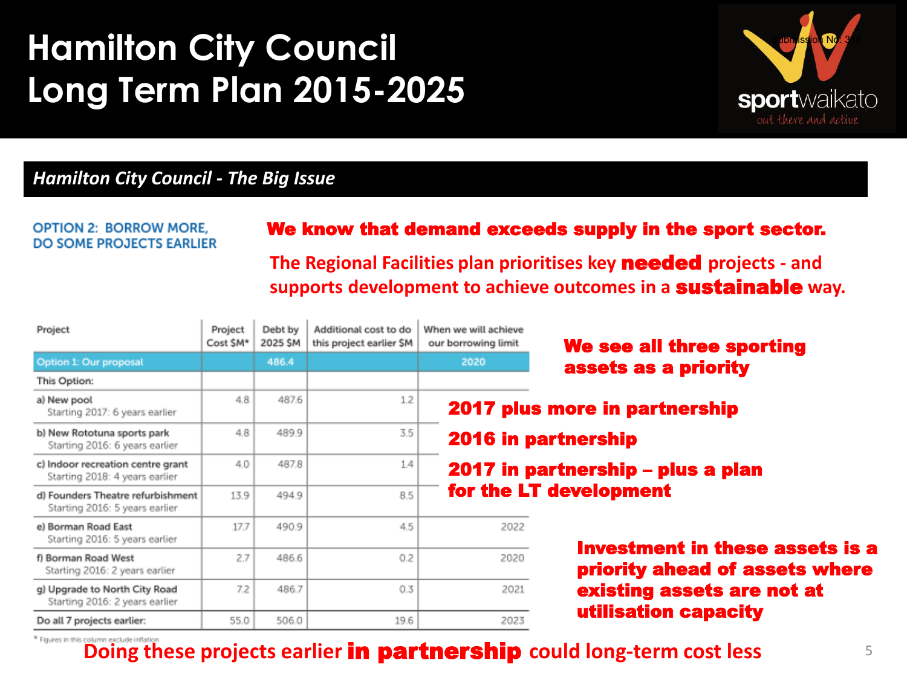# Hamilton City Council
# Long Term Plan 2015-2025

sportwaikato
out there and active

Submission No: 3?8

## *Hamilton City Council - The Big Issue*

**OPTION 2: BORROW MORE, DO SOME PROJECTS EARLIER**

**We know that demand exceeds supply in the sport sector.**

The Regional Facilities plan prioritises key **needed** projects - and supports development to achieve outcomes in a **sustainable** way.

| Project | Project Cost $M* | Debt by 2025 $M | Additional cost to do this project earlier $M | When we will achieve our borrowing limit |
|---|---|---|---|---|
| Option 1: Our proposal | | 486.4 | | 2020 |
| This Option: | | | | |
| a) New pool<br>Starting 2017: 6 years earlier | 4.8 | 487.6 | 1.2 | |
| b) New Rototuna sports park<br>Starting 2016: 6 years earlier | 4.8 | 489.9 | 3.5 | |
| c) Indoor recreation centre grant<br>Starting 2018: 4 years earlier | 4.0 | 487.8 | 1.4 | |
| d) Founders Theatre refurbishment<br>Starting 2016: 5 years earlier | 13.9 | 494.9 | 8.5 | |
| e) Borman Road East<br>Starting 2016: 5 years earlier | 17.7 | 490.9 | 4.5 | 2022 |
| f) Borman Road West<br>Starting 2016: 2 years earlier | 2.7 | 486.6 | 0.2 | 2020 |
| g) Upgrade to North City Road<br>Starting 2016: 2 years earlier | 7.2 | 486.7 | 0.3 | 2021 |
| Do all 7 projects earlier: | 55.0 | 506.0 | 19.6 | 2023 |

\* Figures in this column exclude inflation

**We see all three sporting assets as a priority**

- a) **2017 plus more in partnership**
- b) **2016 in partnership**
- c) **2017 in partnership – plus a plan for the LT development**

**Investment in these assets is a priority ahead of assets where existing assets are not at utilisation capacity**

Doing these projects earlier **in partnership** could long-term cost less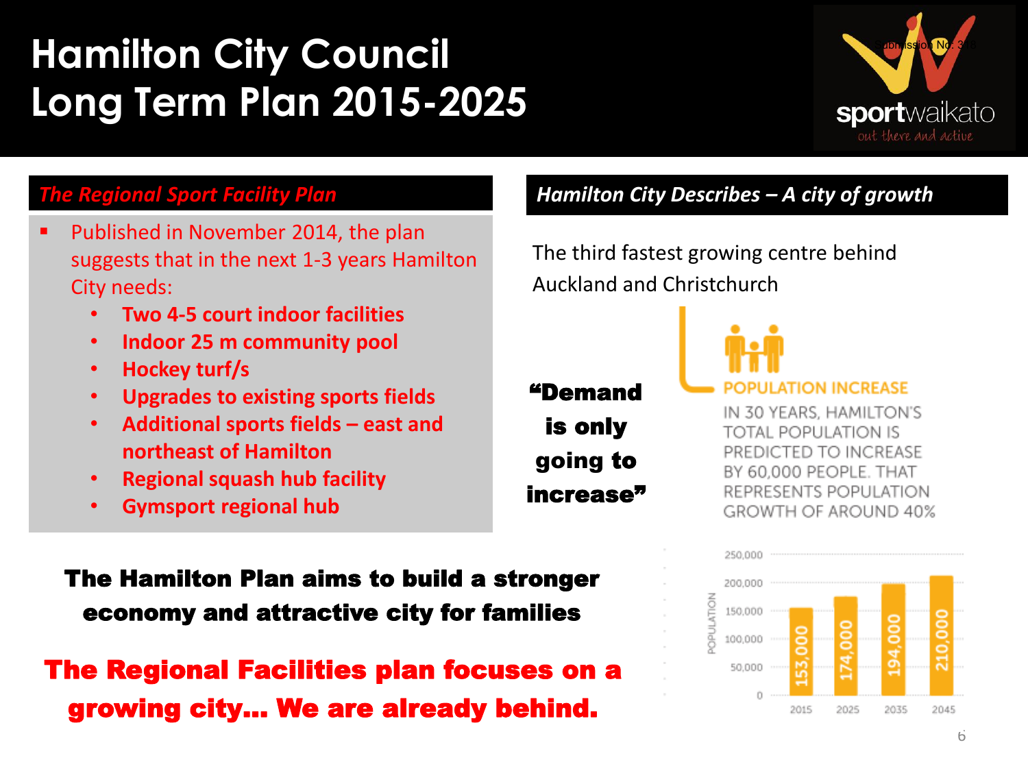# Hamilton City Council Long Term Plan 2015-2025

Submission No: 348

sportwaikato
out there and active

## *The Regional Sport Facility Plan*

- Published in November 2014, the plan suggests that in the next 1-3 years Hamilton City needs:
  - **Two 4-5 court indoor facilities**
  - **Indoor 25 m community pool**
  - **Hockey turf/s**
  - **Upgrades to existing sports fields**
  - **Additional sports fields – east and northeast of Hamilton**
  - **Regional squash hub facility**
  - **Gymsport regional hub**

## *Hamilton City Describes – A city of growth*

The third fastest growing centre behind Auckland and Christchurch

**"Demand is only going to increase"**

POPULATION INCREASE

IN 30 YEARS, HAMILTON'S TOTAL POPULATION IS PREDICTED TO INCREASE BY 60,000 PEOPLE. THAT REPRESENTS POPULATION GROWTH OF AROUND 40%

| Year | Population |
|---|---|
| 2015 | 153,000 |
| 2025 | 174,000 |
| 2035 | 194,000 |
| 2045 | 210,000 |

**The Hamilton Plan aims to build a stronger economy and attractive city for families**

**The Regional Facilities plan focuses on a growing city… We are already behind.**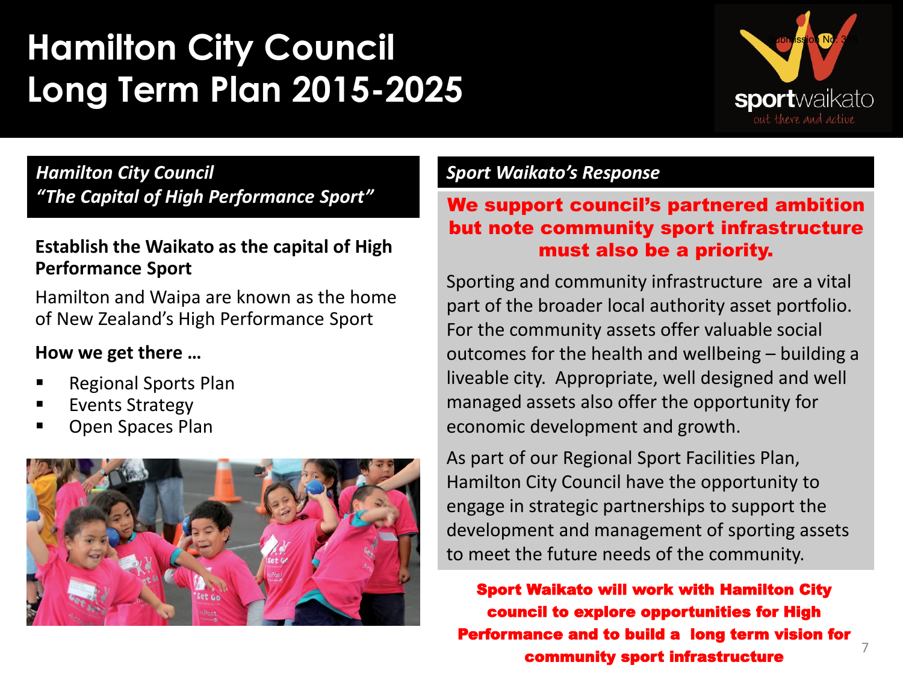# Hamilton City Council Long Term Plan 2015-2025

Submission No: 328

sportwaikato
out there and active

***Hamilton City Council***
***"The Capital of High Performance Sport"***

**Establish the Waikato as the capital of High Performance Sport**

Hamilton and Waipa are known as the home of New Zealand's High Performance Sport

**How we get there …**

- Regional Sports Plan
- Events Strategy
- Open Spaces Plan

***Sport Waikato's Response***

**We support council's partnered ambition but note community sport infrastructure must also be a priority.**

Sporting and community infrastructure are a vital part of the broader local authority asset portfolio. For the community assets offer valuable social outcomes for the health and wellbeing – building a liveable city. Appropriate, well designed and well managed assets also offer the opportunity for economic development and growth.

As part of our Regional Sport Facilities Plan, Hamilton City Council have the opportunity to engage in strategic partnerships to support the development and management of sporting assets to meet the future needs of the community.

**Sport Waikato will work with Hamilton City council to explore opportunities for High Performance and to build a long term vision for community sport infrastructure**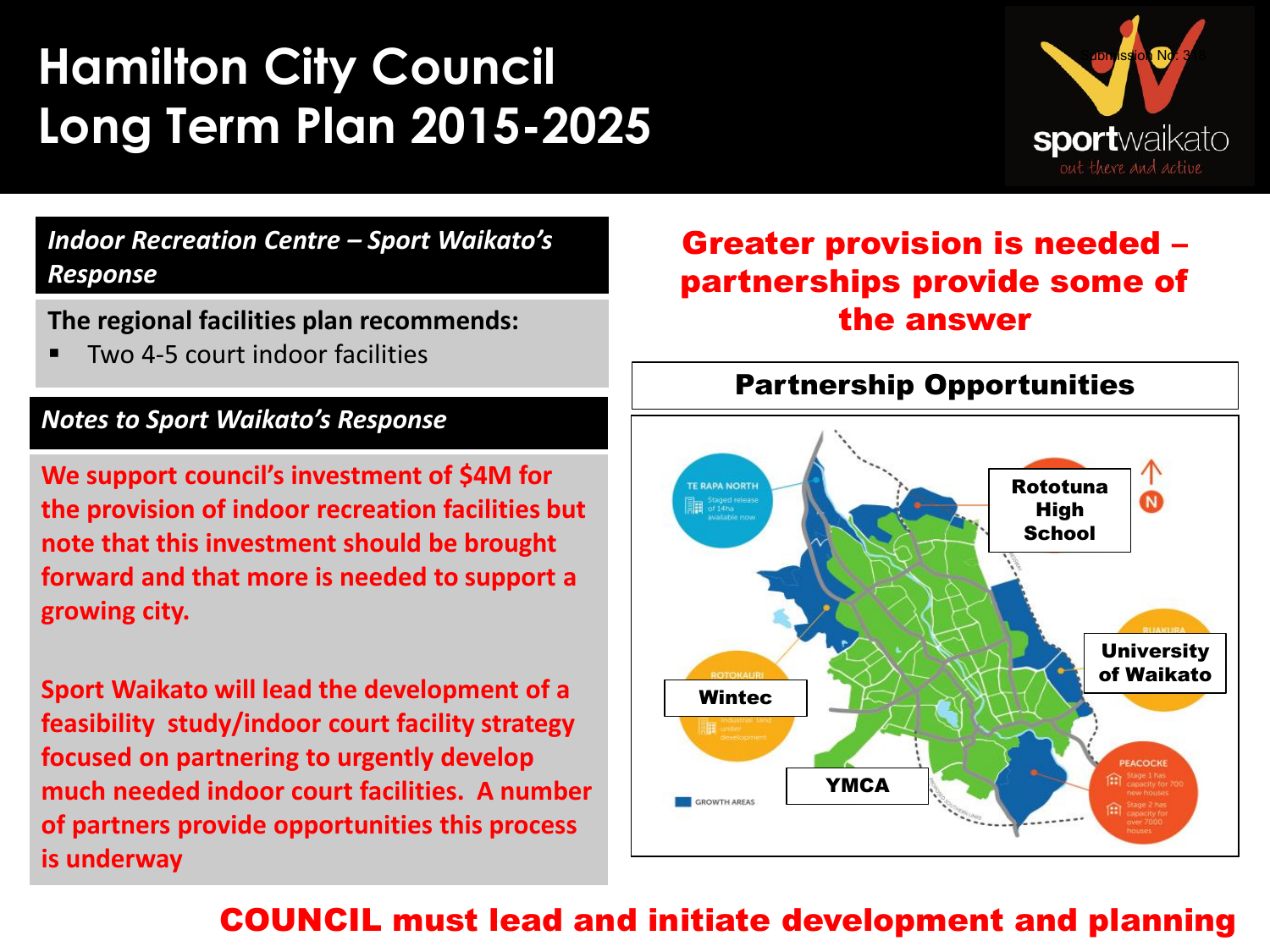# Hamilton City Council Long Term Plan 2015-2025

sportwaikato
out there and active

Submission No: 378

***Indoor Recreation Centre – Sport Waikato's Response***

**The regional facilities plan recommends:**

- Two 4-5 court indoor facilities

***Notes to Sport Waikato's Response***

**We support council's investment of $4M for the provision of indoor recreation facilities but note that this investment should be brought forward and that more is needed to support a growing city.**

**Sport Waikato will lead the development of a feasibility study/indoor court facility strategy focused on partnering to urgently develop much needed indoor court facilities. A number of partners provide opportunities this process is underway**

## Greater provision is needed – partnerships provide some of the answer

### Partnership Opportunities

- Rototuna High School
- University of Waikato
- Wintec
- YMCA

TE RAPA NORTH – Staged release of 14ha available now

ROTOKAURI – Industrial land under development

RUAKURA

PEACOCKE – Stage 1 has capacity for 700 new houses. Stage 2 has capacity for over 7000 houses

GROWTH AREAS

**COUNCIL must lead and initiate development and planning**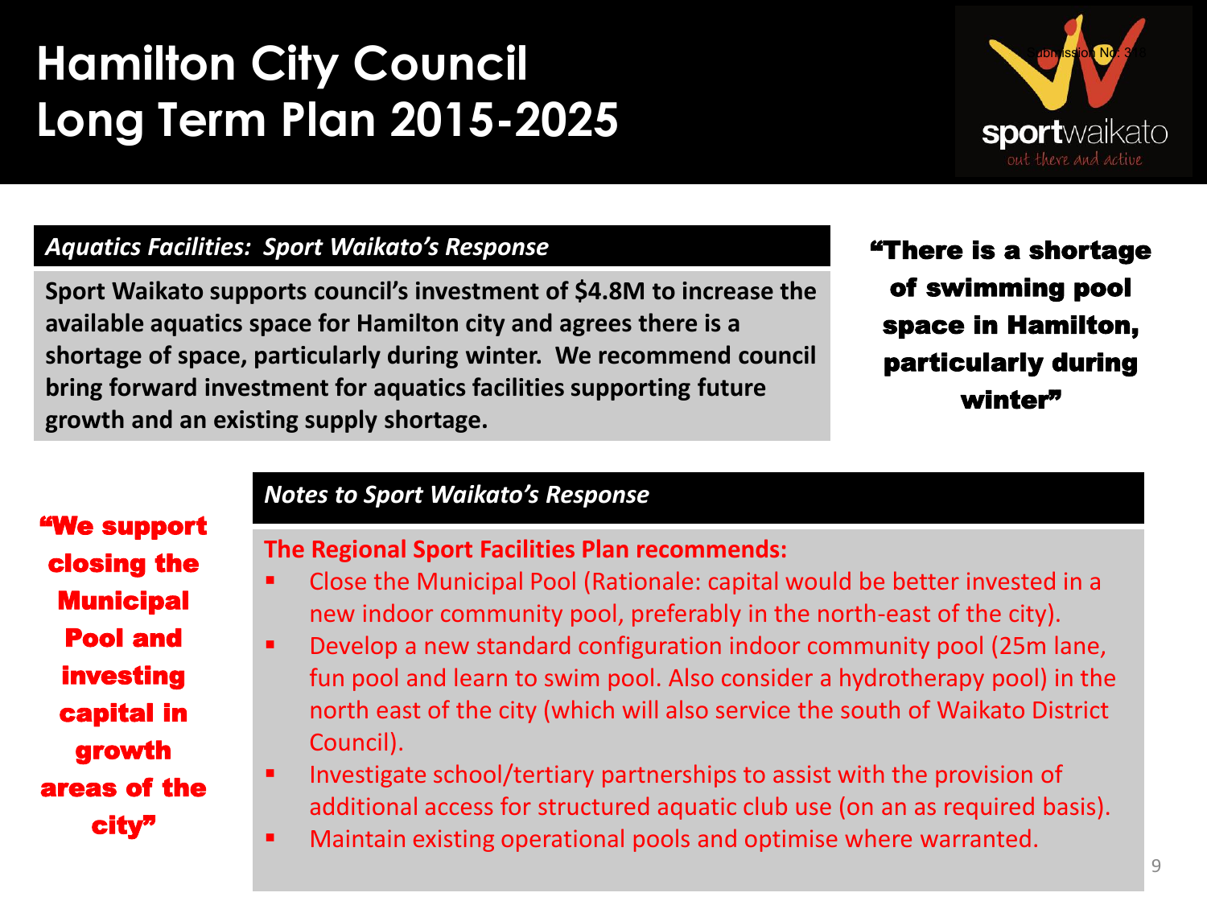# Hamilton City Council Long Term Plan 2015-2025

Submission No: 358

sportwaikato
out there and active

## *Aquatics Facilities: Sport Waikato's Response*

**Sport Waikato supports council's investment of $4.8M to increase the available aquatics space for Hamilton city and agrees there is a shortage of space, particularly during winter. We recommend council bring forward investment for aquatics facilities supporting future growth and an existing supply shortage.**

**"There is a shortage of swimming pool space in Hamilton, particularly during winter"**

**"We support closing the Municipal Pool and investing capital in growth areas of the city"**

## *Notes to Sport Waikato's Response*

**The Regional Sport Facilities Plan recommends:**

- Close the Municipal Pool (Rationale: capital would be better invested in a new indoor community pool, preferably in the north-east of the city).
- Develop a new standard configuration indoor community pool (25m lane, fun pool and learn to swim pool. Also consider a hydrotherapy pool) in the north east of the city (which will also service the south of Waikato District Council).
- Investigate school/tertiary partnerships to assist with the provision of additional access for structured aquatic club use (on an as required basis).
- Maintain existing operational pools and optimise where warranted.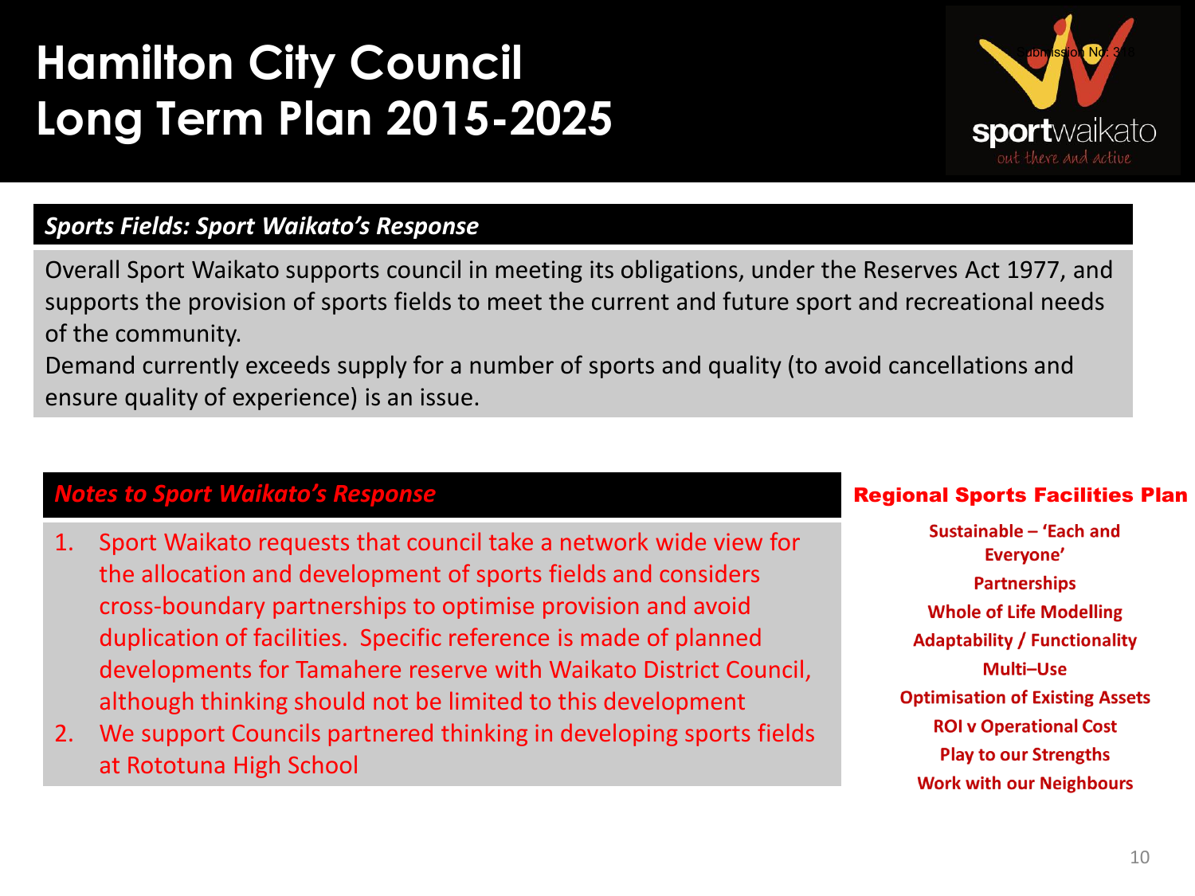# Hamilton City Council Long Term Plan 2015-2025

Submission No: 318

## *Sports Fields: Sport Waikato's Response*

Overall Sport Waikato supports council in meeting its obligations, under the Reserves Act 1977, and supports the provision of sports fields to meet the current and future sport and recreational needs of the community.

Demand currently exceeds supply for a number of sports and quality (to avoid cancellations and ensure quality of experience) is an issue.

### *Notes to Sport Waikato's Response*

1. Sport Waikato requests that council take a network wide view for the allocation and development of sports fields and considers cross-boundary partnerships to optimise provision and avoid duplication of facilities. Specific reference is made of planned developments for Tamahere reserve with Waikato District Council, although thinking should not be limited to this development
2. We support Councils partnered thinking in developing sports fields at Rototuna High School

### Regional Sports Facilities Plan

**Sustainable – 'Each and Everyone'**
**Partnerships**
**Whole of Life Modelling**
**Adaptability / Functionality**
**Multi–Use**
**Optimisation of Existing Assets**
**ROI v Operational Cost**
**Play to our Strengths**
**Work with our Neighbours**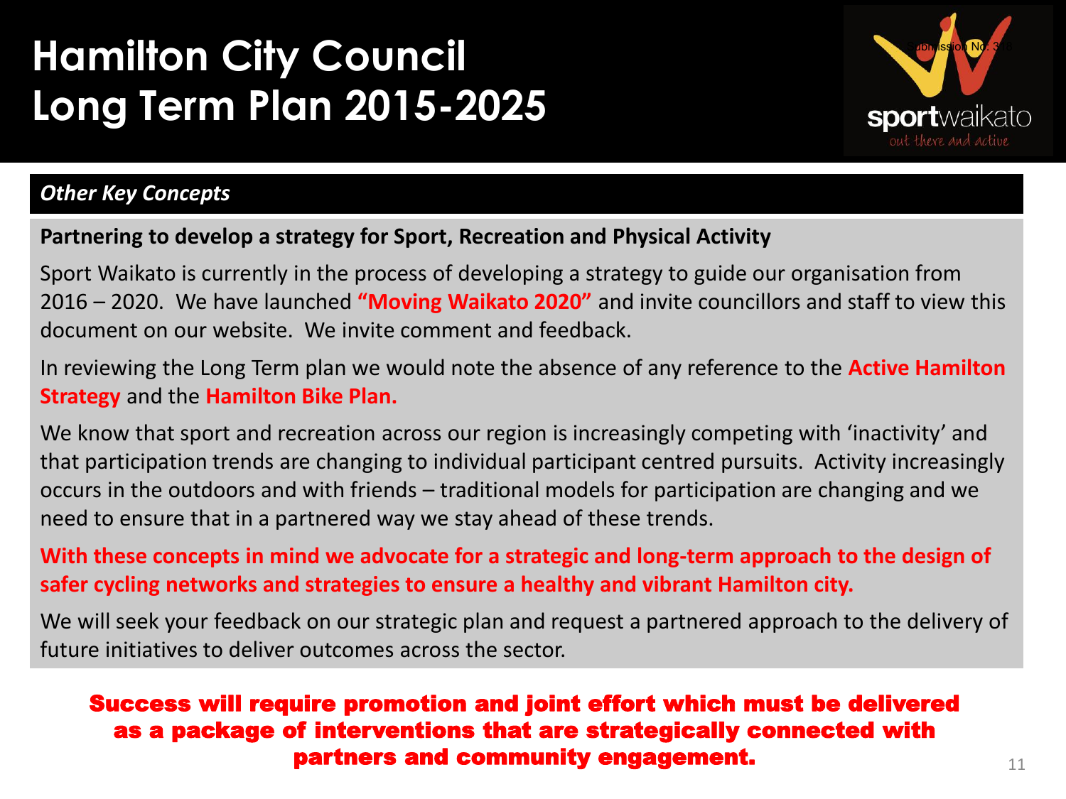# Hamilton City Council Long Term Plan 2015-2025

Submission No: 378

sportwaikato out there and active

## *Other Key Concepts*

**Partnering to develop a strategy for Sport, Recreation and Physical Activity**

Sport Waikato is currently in the process of developing a strategy to guide our organisation from 2016 – 2020. We have launched **"Moving Waikato 2020"** and invite councillors and staff to view this document on our website. We invite comment and feedback.

In reviewing the Long Term plan we would note the absence of any reference to the **Active Hamilton Strategy** and the **Hamilton Bike Plan.**

We know that sport and recreation across our region is increasingly competing with 'inactivity' and that participation trends are changing to individual participant centred pursuits. Activity increasingly occurs in the outdoors and with friends – traditional models for participation are changing and we need to ensure that in a partnered way we stay ahead of these trends.

**With these concepts in mind we advocate for a strategic and long-term approach to the design of safer cycling networks and strategies to ensure a healthy and vibrant Hamilton city.**

We will seek your feedback on our strategic plan and request a partnered approach to the delivery of future initiatives to deliver outcomes across the sector.

**Success will require promotion and joint effort which must be delivered as a package of interventions that are strategically connected with partners and community engagement.**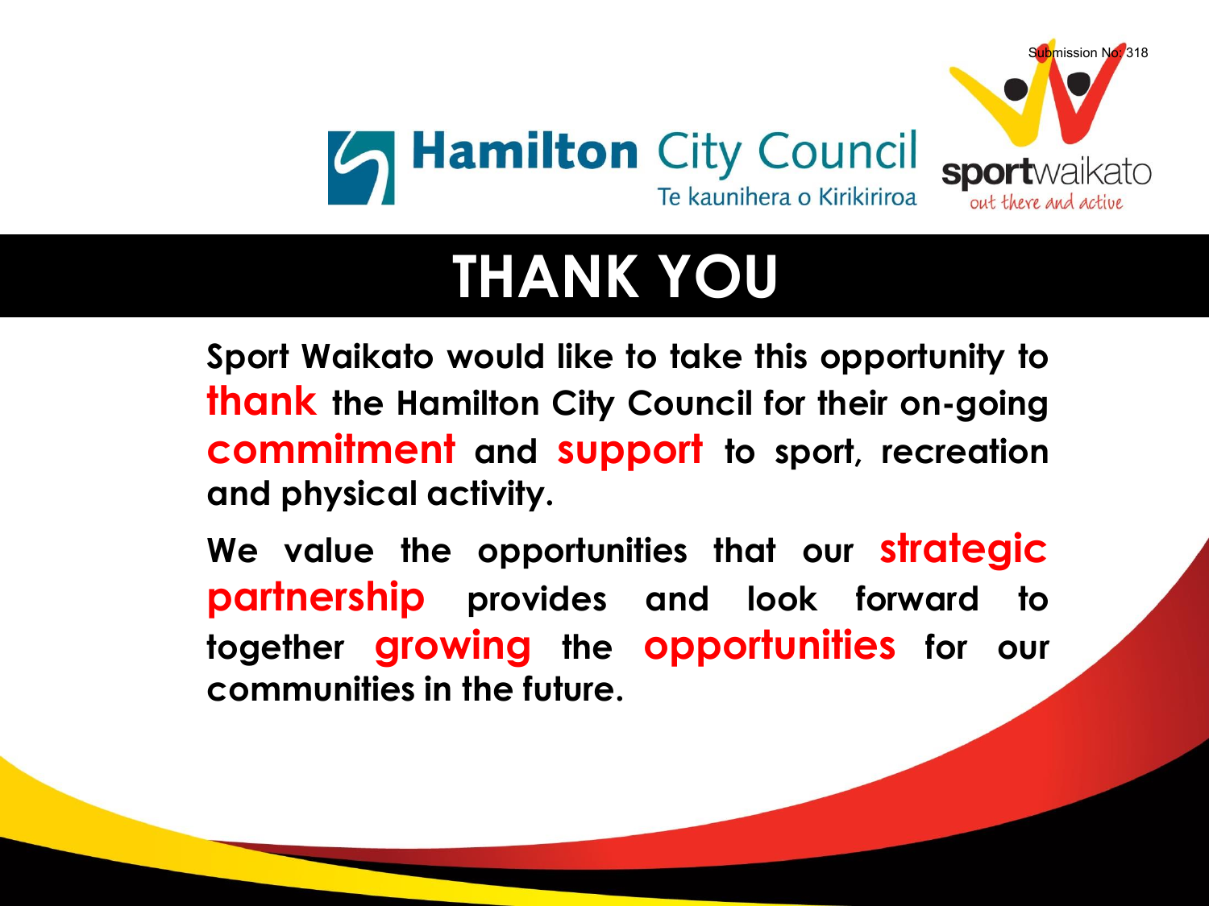Submission No: 318

Hamilton City Council
Te kaunihera o Kirikiriroa

sportwaikato
out there and active

# THANK YOU

**Sport Waikato would like to take this opportunity to thank the Hamilton City Council for their on-going commitment and support to sport, recreation and physical activity.**

**We value the opportunities that our strategic partnership provides and look forward to together growing the opportunities for our communities in the future.**